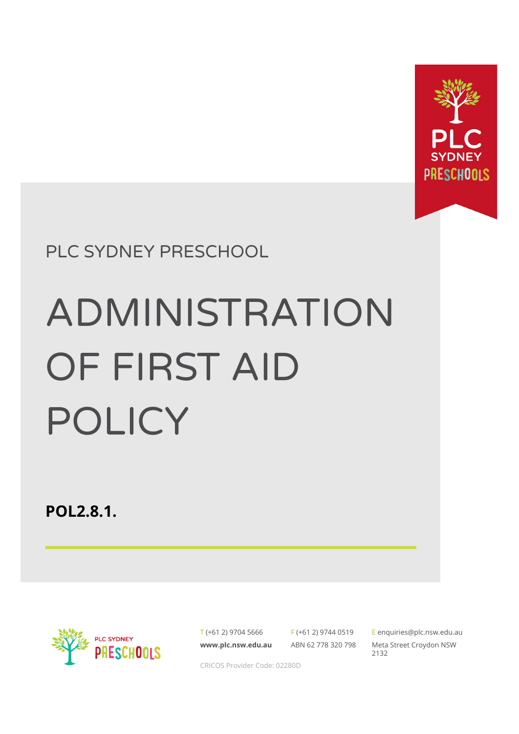PLC SYDNEY PRESCHOOL

# ADMINISTRATION OF FIRST AID POLICY

**POL2.8.1.**

T (+61 2) 9704 5666
F (+61 2) 9744 0519
E enquiries@plc.nsw.edu.au

**www.plc.nsw.edu.au**
ABN 62 778 320 798
Meta Street Croydon NSW 2132

CRICOS Provider Code: 02280D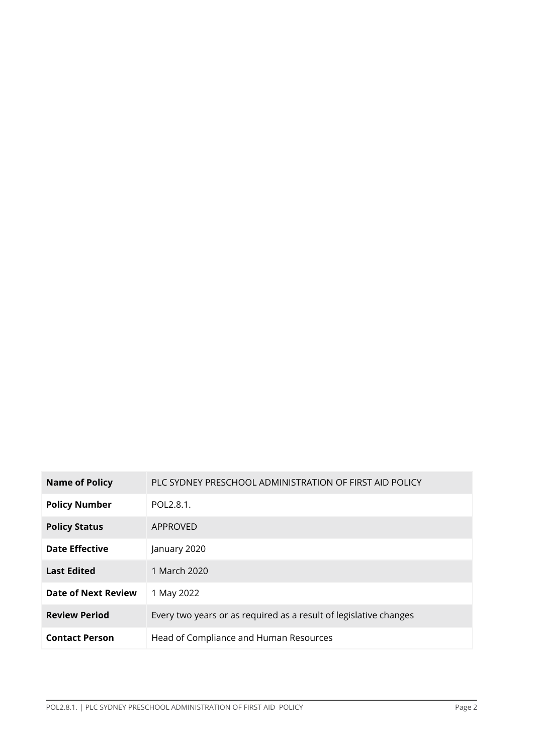| Name of Policy | PLC SYDNEY PRESCHOOL ADMINISTRATION OF FIRST AID POLICY |
|---|---|
| Policy Number | POL2.8.1. |
| Policy Status | APPROVED |
| Date Effective | January 2020 |
| Last Edited | 1 March 2020 |
| Date of Next Review | 1 May 2022 |
| Review Period | Every two years or as required as a result of legislative changes |
| Contact Person | Head of Compliance and Human Resources |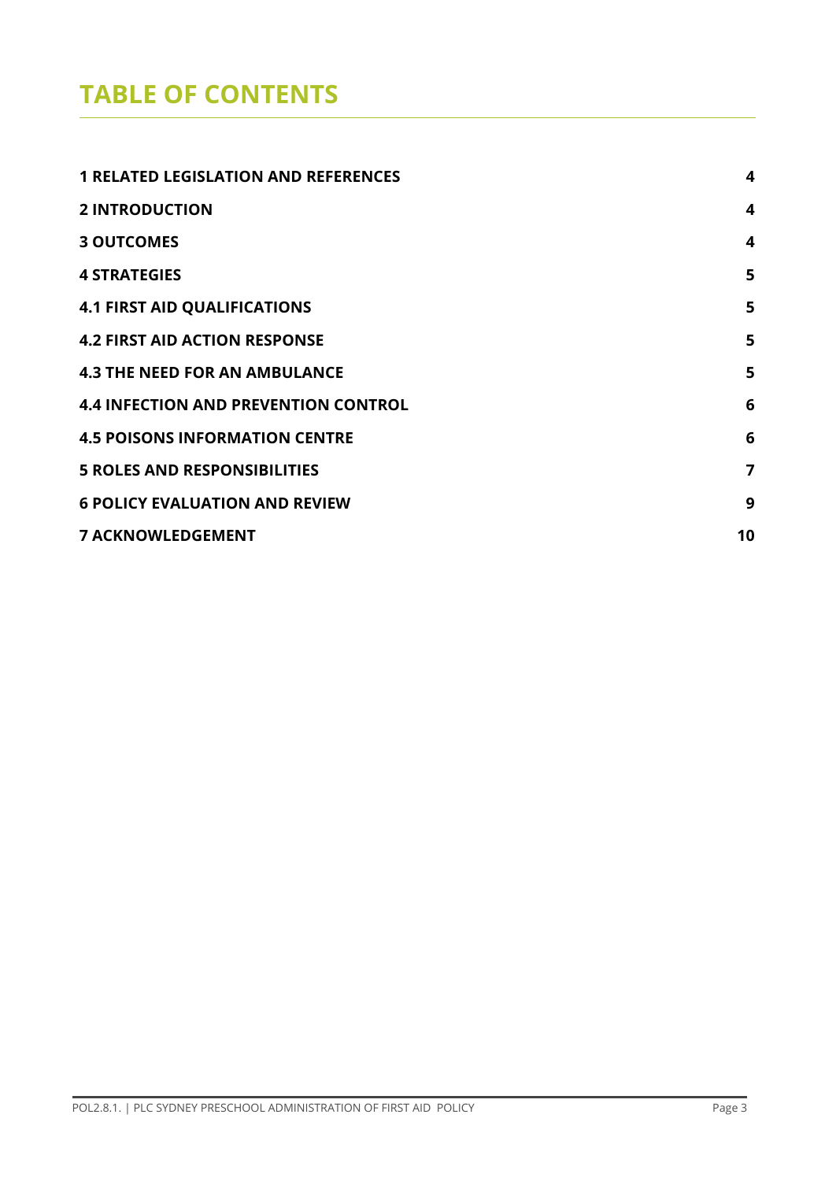# TABLE OF CONTENTS

| | |
|---|---|
| **1 RELATED LEGISLATION AND REFERENCES** | **4** |
| **2 INTRODUCTION** | **4** |
| **3 OUTCOMES** | **4** |
| **4 STRATEGIES** | **5** |
| **4.1 FIRST AID QUALIFICATIONS** | **5** |
| **4.2 FIRST AID ACTION RESPONSE** | **5** |
| **4.3 THE NEED FOR AN AMBULANCE** | **5** |
| **4.4 INFECTION AND PREVENTION CONTROL** | **6** |
| **4.5 POISONS INFORMATION CENTRE** | **6** |
| **5 ROLES AND RESPONSIBILITIES** | **7** |
| **6 POLICY EVALUATION AND REVIEW** | **9** |
| **7 ACKNOWLEDGEMENT** | **10** |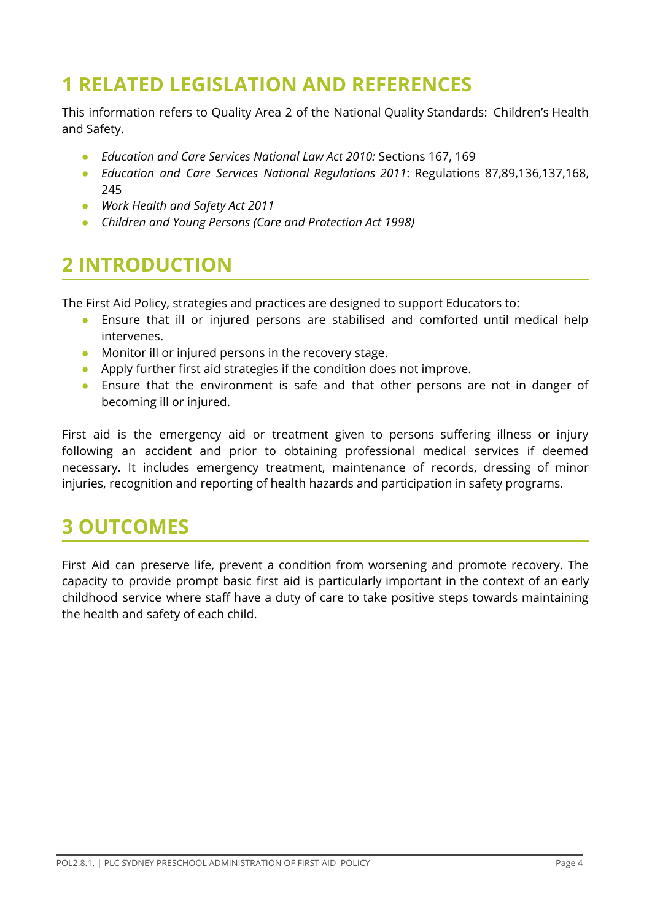# 1 RELATED LEGISLATION AND REFERENCES

This information refers to Quality Area 2 of the National Quality Standards: Children's Health and Safety.

- *Education and Care Services National Law Act 2010:* Sections 167, 169
- *Education and Care Services National Regulations 2011*: Regulations 87,89,136,137,168, 245
- *Work Health and Safety Act 2011*
- *Children and Young Persons (Care and Protection Act 1998)*

# 2 INTRODUCTION

The First Aid Policy, strategies and practices are designed to support Educators to:

- Ensure that ill or injured persons are stabilised and comforted until medical help intervenes.
- Monitor ill or injured persons in the recovery stage.
- Apply further first aid strategies if the condition does not improve.
- Ensure that the environment is safe and that other persons are not in danger of becoming ill or injured.

First aid is the emergency aid or treatment given to persons suffering illness or injury following an accident and prior to obtaining professional medical services if deemed necessary. It includes emergency treatment, maintenance of records, dressing of minor injuries, recognition and reporting of health hazards and participation in safety programs.

# 3 OUTCOMES

First Aid can preserve life, prevent a condition from worsening and promote recovery. The capacity to provide prompt basic first aid is particularly important in the context of an early childhood service where staff have a duty of care to take positive steps towards maintaining the health and safety of each child.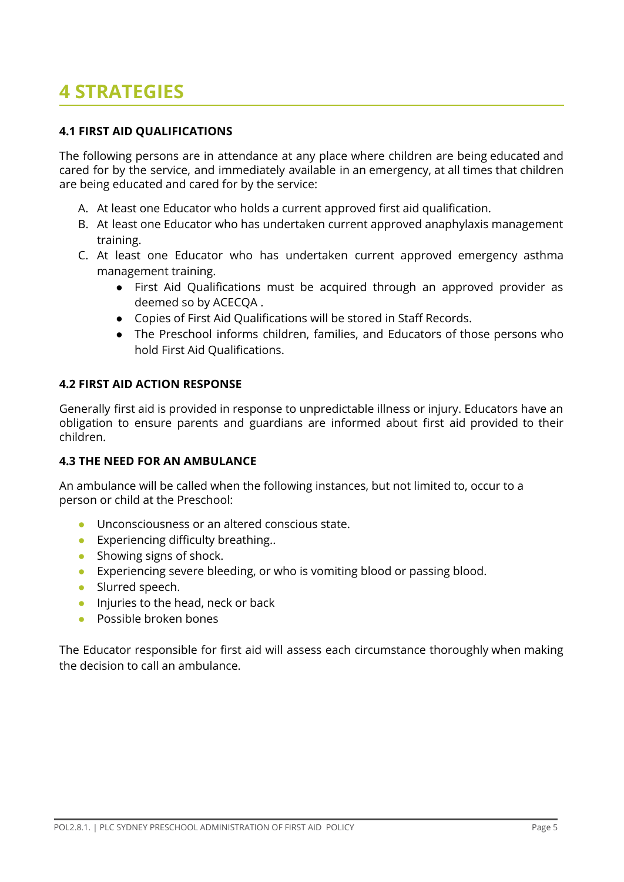# 4 STRATEGIES

### 4.1 FIRST AID QUALIFICATIONS

The following persons are in attendance at any place where children are being educated and cared for by the service, and immediately available in an emergency, at all times that children are being educated and cared for by the service:

A. At least one Educator who holds a current approved first aid qualification.
B. At least one Educator who has undertaken current approved anaphylaxis management training.
C. At least one Educator who has undertaken current approved emergency asthma management training.
    - First Aid Qualifications must be acquired through an approved provider as deemed so by ACECQA .
    - Copies of First Aid Qualifications will be stored in Staff Records.
    - The Preschool informs children, families, and Educators of those persons who hold First Aid Qualifications.

### 4.2 FIRST AID ACTION RESPONSE

Generally first aid is provided in response to unpredictable illness or injury. Educators have an obligation to ensure parents and guardians are informed about first aid provided to their children.

### 4.3 THE NEED FOR AN AMBULANCE

An ambulance will be called when the following instances, but not limited to, occur to a person or child at the Preschool:

- Unconsciousness or an altered conscious state.
- Experiencing difficulty breathing..
- Showing signs of shock.
- Experiencing severe bleeding, or who is vomiting blood or passing blood.
- Slurred speech.
- Injuries to the head, neck or back
- Possible broken bones

The Educator responsible for first aid will assess each circumstance thoroughly when making the decision to call an ambulance.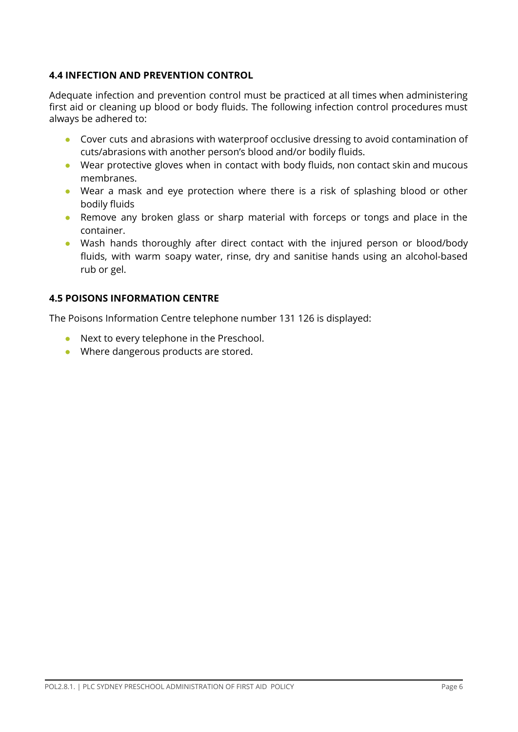### 4.4 INFECTION AND PREVENTION CONTROL

Adequate infection and prevention control must be practiced at all times when administering first aid or cleaning up blood or body fluids. The following infection control procedures must always be adhered to:

- Cover cuts and abrasions with waterproof occlusive dressing to avoid contamination of cuts/abrasions with another person's blood and/or bodily fluids.
- Wear protective gloves when in contact with body fluids, non contact skin and mucous membranes.
- Wear a mask and eye protection where there is a risk of splashing blood or other bodily fluids
- Remove any broken glass or sharp material with forceps or tongs and place in the container.
- Wash hands thoroughly after direct contact with the injured person or blood/body fluids, with warm soapy water, rinse, dry and sanitise hands using an alcohol-based rub or gel.

### 4.5 POISONS INFORMATION CENTRE

The Poisons Information Centre telephone number 131 126 is displayed:

- Next to every telephone in the Preschool.
- Where dangerous products are stored.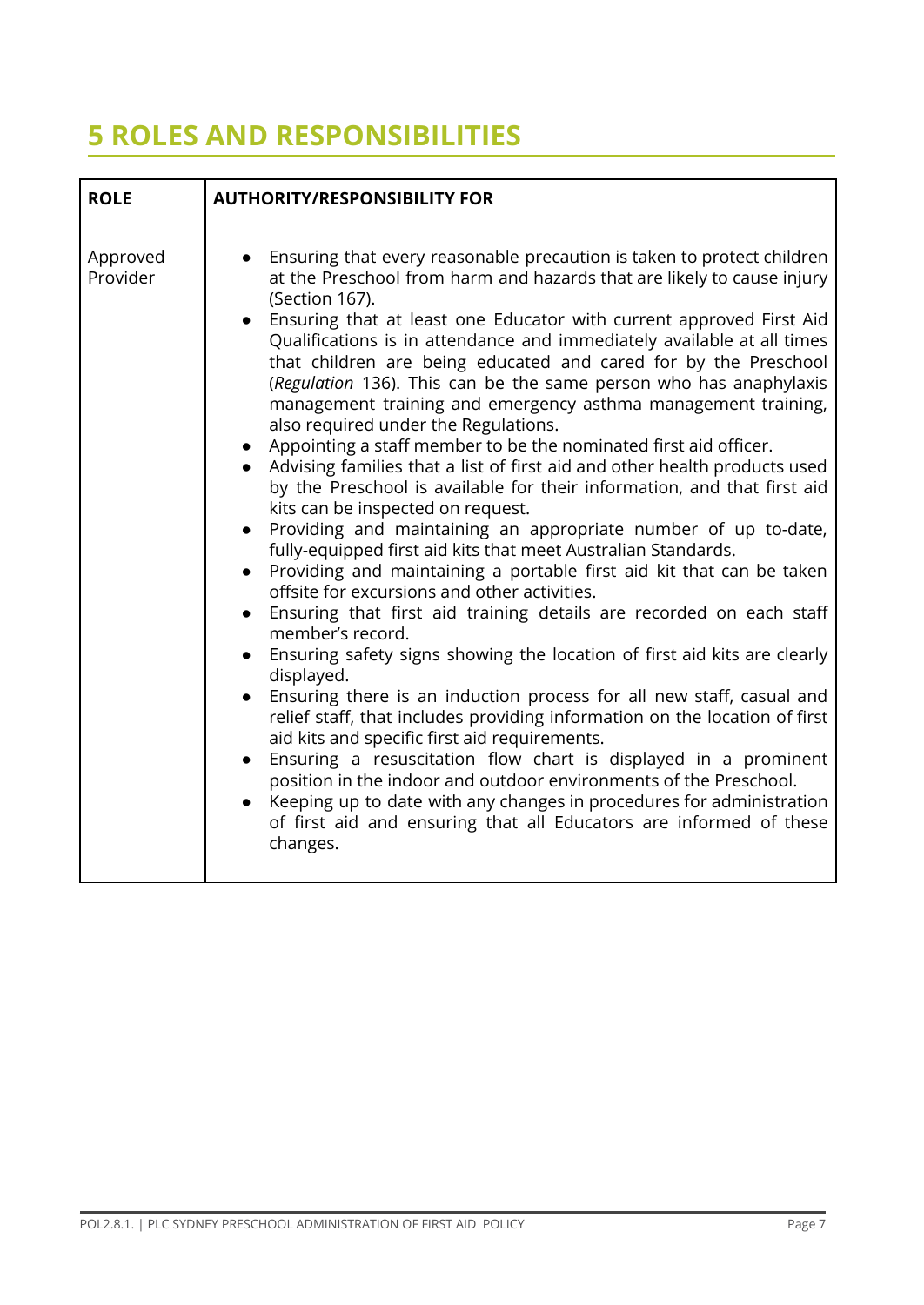# 5 ROLES AND RESPONSIBILITIES

| ROLE | AUTHORITY/RESPONSIBILITY FOR |
|---|---|
| Approved Provider | • Ensuring that every reasonable precaution is taken to protect children at the Preschool from harm and hazards that are likely to cause injury (Section 167).<br>• Ensuring that at least one Educator with current approved First Aid Qualifications is in attendance and immediately available at all times that children are being educated and cared for by the Preschool (*Regulation* 136). This can be the same person who has anaphylaxis management training and emergency asthma management training, also required under the Regulations.<br>• Appointing a staff member to be the nominated first aid officer.<br>• Advising families that a list of first aid and other health products used by the Preschool is available for their information, and that first aid kits can be inspected on request.<br>• Providing and maintaining an appropriate number of up to-date, fully-equipped first aid kits that meet Australian Standards.<br>• Providing and maintaining a portable first aid kit that can be taken offsite for excursions and other activities.<br>• Ensuring that first aid training details are recorded on each staff member's record.<br>• Ensuring safety signs showing the location of first aid kits are clearly displayed.<br>• Ensuring there is an induction process for all new staff, casual and relief staff, that includes providing information on the location of first aid kits and specific first aid requirements.<br>• Ensuring a resuscitation flow chart is displayed in a prominent position in the indoor and outdoor environments of the Preschool.<br>• Keeping up to date with any changes in procedures for administration of first aid and ensuring that all Educators are informed of these changes. |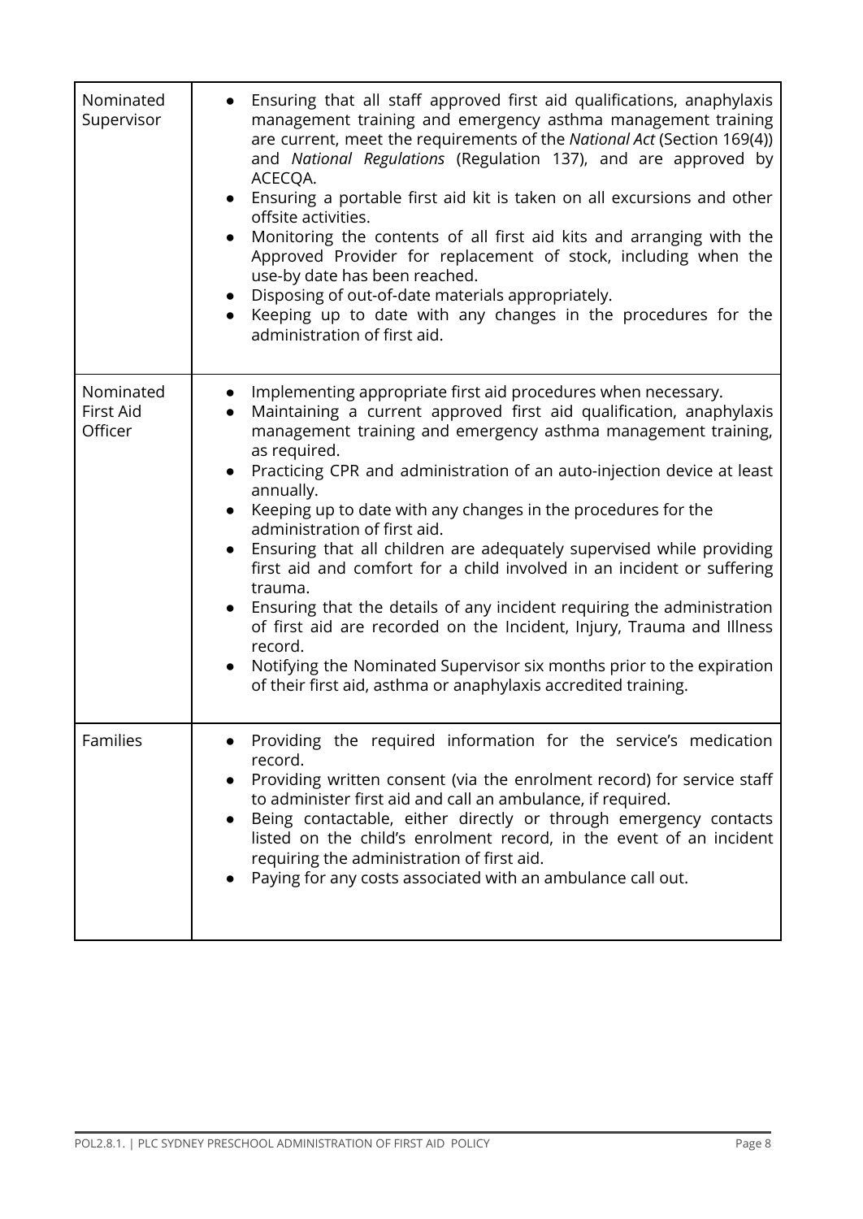| | |
|---|---|
| Nominated Supervisor | • Ensuring that all staff approved first aid qualifications, anaphylaxis management training and emergency asthma management training are current, meet the requirements of the *National Act* (Section 169(4)) and *National Regulations* (Regulation 137), and are approved by ACECQA.<br>• Ensuring a portable first aid kit is taken on all excursions and other offsite activities.<br>• Monitoring the contents of all first aid kits and arranging with the Approved Provider for replacement of stock, including when the use-by date has been reached.<br>• Disposing of out-of-date materials appropriately.<br>• Keeping up to date with any changes in the procedures for the administration of first aid. |
| Nominated First Aid Officer | • Implementing appropriate first aid procedures when necessary.<br>• Maintaining a current approved first aid qualification, anaphylaxis management training and emergency asthma management training, as required.<br>• Practicing CPR and administration of an auto-injection device at least annually.<br>• Keeping up to date with any changes in the procedures for the administration of first aid.<br>• Ensuring that all children are adequately supervised while providing first aid and comfort for a child involved in an incident or suffering trauma.<br>• Ensuring that the details of any incident requiring the administration of first aid are recorded on the Incident, Injury, Trauma and Illness record.<br>• Notifying the Nominated Supervisor six months prior to the expiration of their first aid, asthma or anaphylaxis accredited training. |
| Families | • Providing the required information for the service's medication record.<br>• Providing written consent (via the enrolment record) for service staff to administer first aid and call an ambulance, if required.<br>• Being contactable, either directly or through emergency contacts listed on the child's enrolment record, in the event of an incident requiring the administration of first aid.<br>• Paying for any costs associated with an ambulance call out. |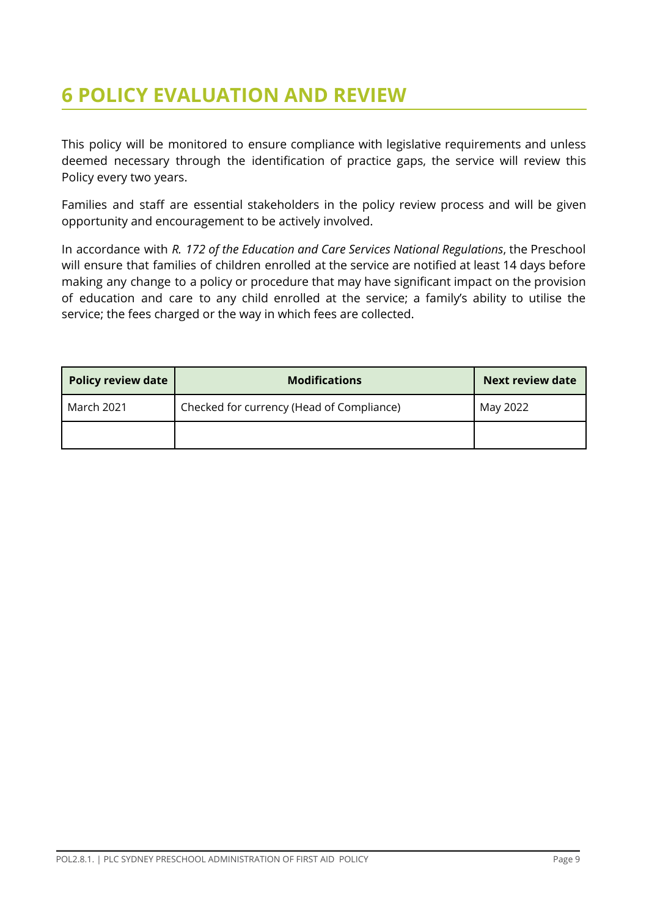# 6 POLICY EVALUATION AND REVIEW

This policy will be monitored to ensure compliance with legislative requirements and unless deemed necessary through the identification of practice gaps, the service will review this Policy every two years.

Families and staff are essential stakeholders in the policy review process and will be given opportunity and encouragement to be actively involved.

In accordance with *R. 172 of the Education and Care Services National Regulations*, the Preschool will ensure that families of children enrolled at the service are notified at least 14 days before making any change to a policy or procedure that may have significant impact on the provision of education and care to any child enrolled at the service; a family's ability to utilise the service; the fees charged or the way in which fees are collected.

| Policy review date | Modifications | Next review date |
|---|---|---|
| March 2021 | Checked for currency (Head of Compliance) | May 2022 |
| | | |